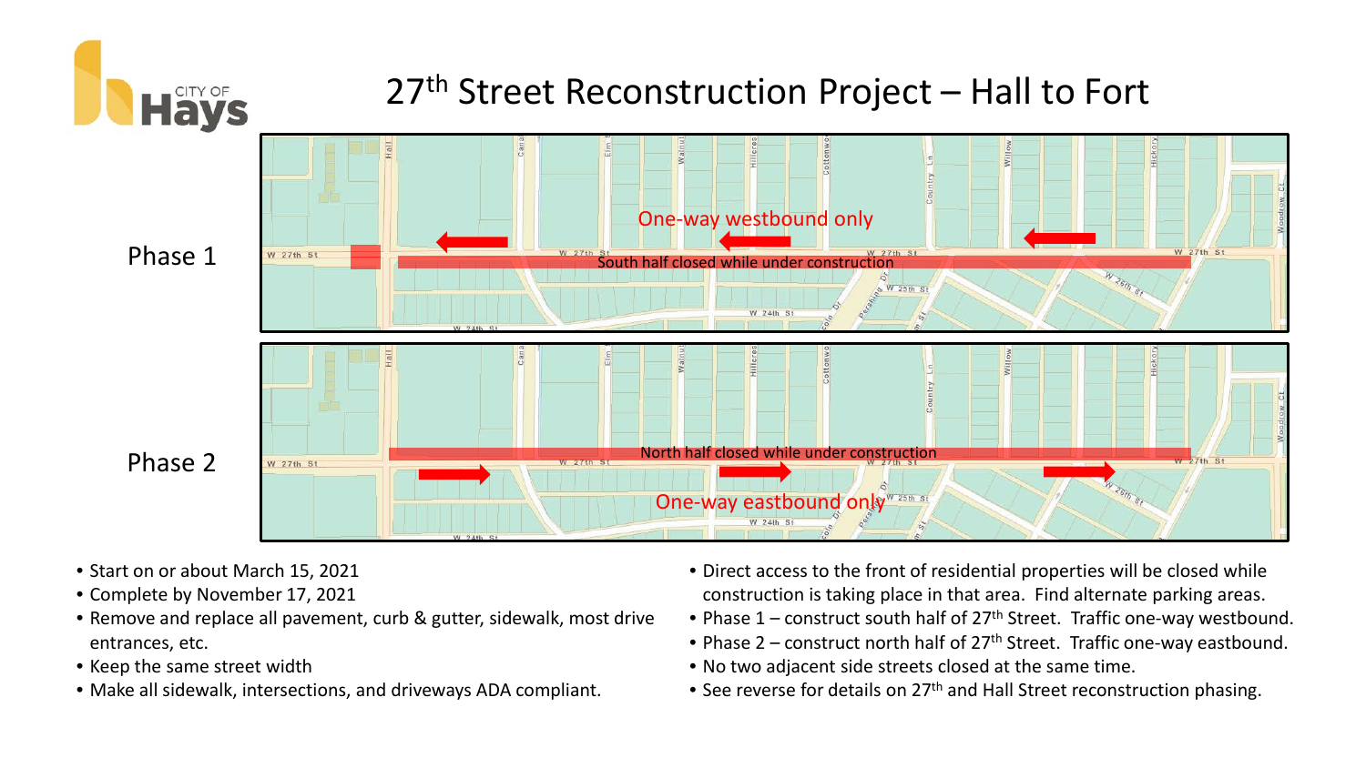# 27th Street Reconstruction Project – Hall to Fort

Phase 1

One-way westbound only

South half closed while under construction

Phase 2

North half closed while under construction

One-way eastbound only

- Start on or about March 15, 2021
- Complete by November 17, 2021
- Remove and replace all pavement, curb & gutter, sidewalk, most drive entrances, etc.
- Keep the same street width
- Make all sidewalk, intersections, and driveways ADA compliant.
- Direct access to the front of residential properties will be closed while construction is taking place in that area. Find alternate parking areas.
- Phase 1 – construct south half of 27th Street. Traffic one-way westbound.
- Phase 2 – construct north half of 27th Street. Traffic one-way eastbound.
- No two adjacent side streets closed at the same time.
- See reverse for details on 27th and Hall Street reconstruction phasing.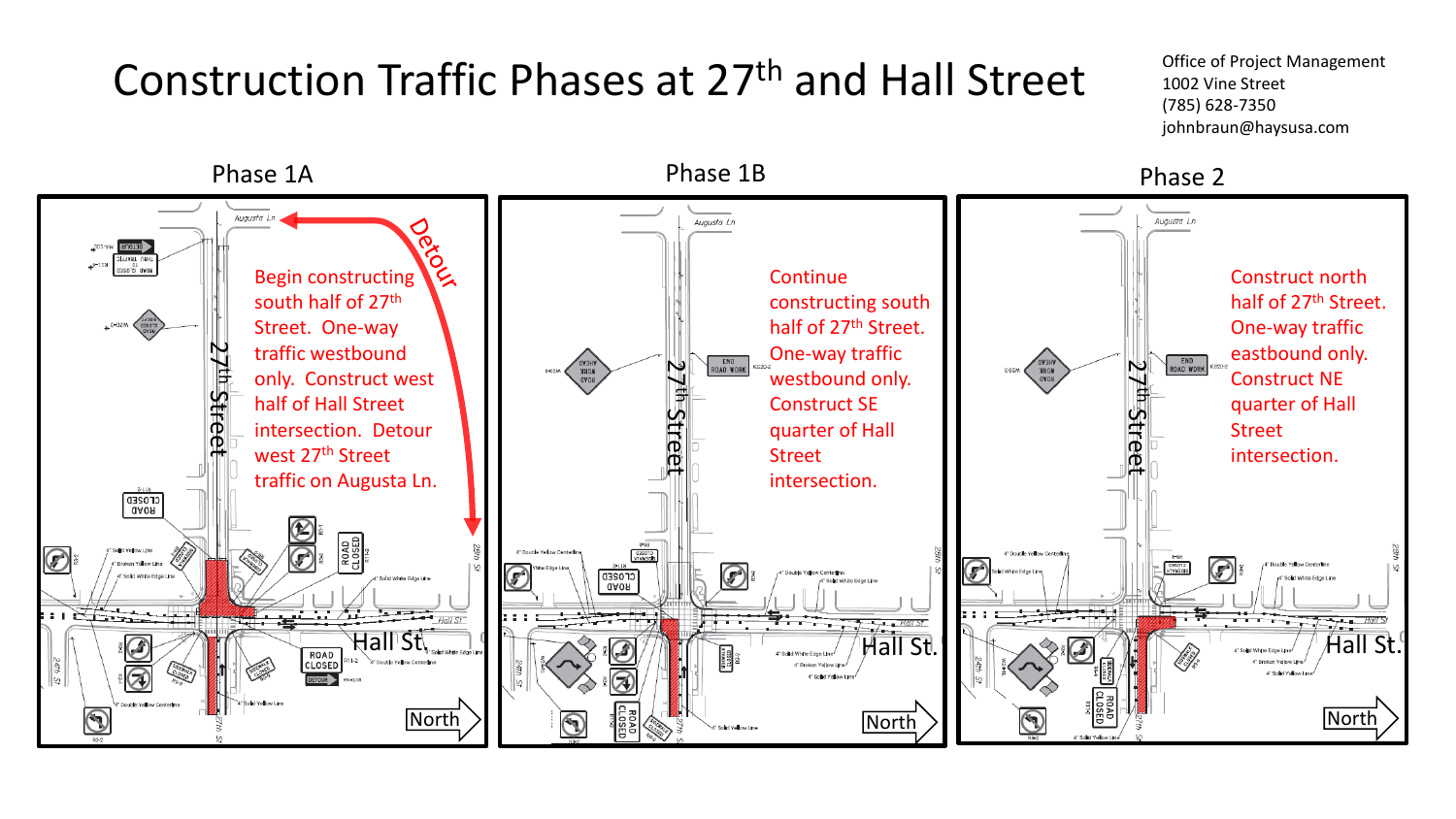# Construction Traffic Phases at 27th and Hall Street

Office of Project Management
1002 Vine Street
(785) 628-7350
johnbraun@haysusa.com

## Phase 1A

Begin constructing south half of 27th Street. One-way traffic westbound only. Construct west half of Hall Street intersection. Detour west 27th Street traffic on Augusta Ln.

Detour

Augusta Ln

27th Street

Hall St.

North

## Phase 1B

Continue constructing south half of 27th Street. One-way traffic westbound only. Construct SE quarter of Hall Street intersection.

Augusta Ln

27th Street

Hall St.

North

## Phase 2

Construct north half of 27th Street. One-way traffic eastbound only. Construct NE quarter of Hall Street intersection.

Augusta Ln

27th Street

Hall St.

North